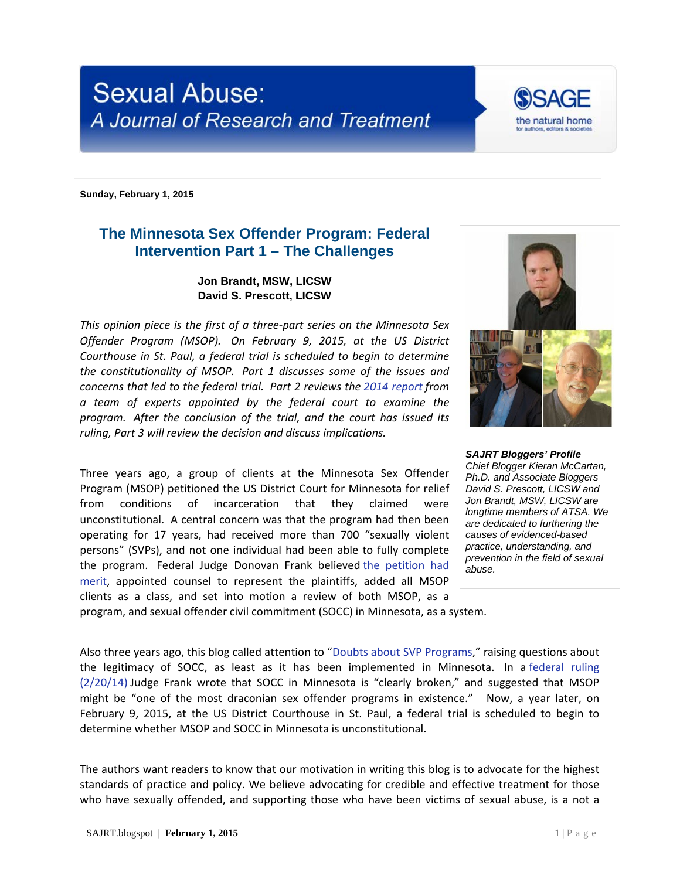# Sexual Abuse: A Journal of Research and Treatment

SAGE the natural home for authors, editors & societies

**Sunday, February 1, 2015**

## The Minnesota Sex Offender Program: Federal Intervention Part 1 – The Challenges

**Jon Brandt, MSW, LICSW**
**David S. Prescott, LICSW**

*This opinion piece is the first of a three-part series on the Minnesota Sex Offender Program (MSOP). On February 9, 2015, at the US District Courthouse in St. Paul, a federal trial is scheduled to begin to determine the constitutionality of MSOP. Part 1 discusses some of the issues and concerns that led to the federal trial. Part 2 reviews the 2014 report from a team of experts appointed by the federal court to examine the program. After the conclusion of the trial, and the court has issued its ruling, Part 3 will review the decision and discuss implications.*

***SAJRT Bloggers' Profile***
*Chief Blogger Kieran McCartan, Ph.D. and Associate Bloggers David S. Prescott, LICSW and Jon Brandt, MSW, LICSW are longtime members of ATSA. We are dedicated to furthering the causes of evidenced-based practice, understanding, and prevention in the field of sexual abuse.*

Three years ago, a group of clients at the Minnesota Sex Offender Program (MSOP) petitioned the US District Court for Minnesota for relief from conditions of incarceration that they claimed were unconstitutional. A central concern was that the program had then been operating for 17 years, had received more than 700 "sexually violent persons" (SVPs), and not one individual had been able to fully complete the program. Federal Judge Donovan Frank believed the petition had merit, appointed counsel to represent the plaintiffs, added all MSOP clients as a class, and set into motion a review of both MSOP, as a program, and sexual offender civil commitment (SOCC) in Minnesota, as a system.

Also three years ago, this blog called attention to "Doubts about SVP Programs," raising questions about the legitimacy of SOCC, as least as it has been implemented in Minnesota. In a federal ruling (2/20/14) Judge Frank wrote that SOCC in Minnesota is "clearly broken," and suggested that MSOP might be "one of the most draconian sex offender programs in existence." Now, a year later, on February 9, 2015, at the US District Courthouse in St. Paul, a federal trial is scheduled to begin to determine whether MSOP and SOCC in Minnesota is unconstitutional.

The authors want readers to know that our motivation in writing this blog is to advocate for the highest standards of practice and policy. We believe advocating for credible and effective treatment for those who have sexually offended, and supporting those who have been victims of sexual abuse, is a not a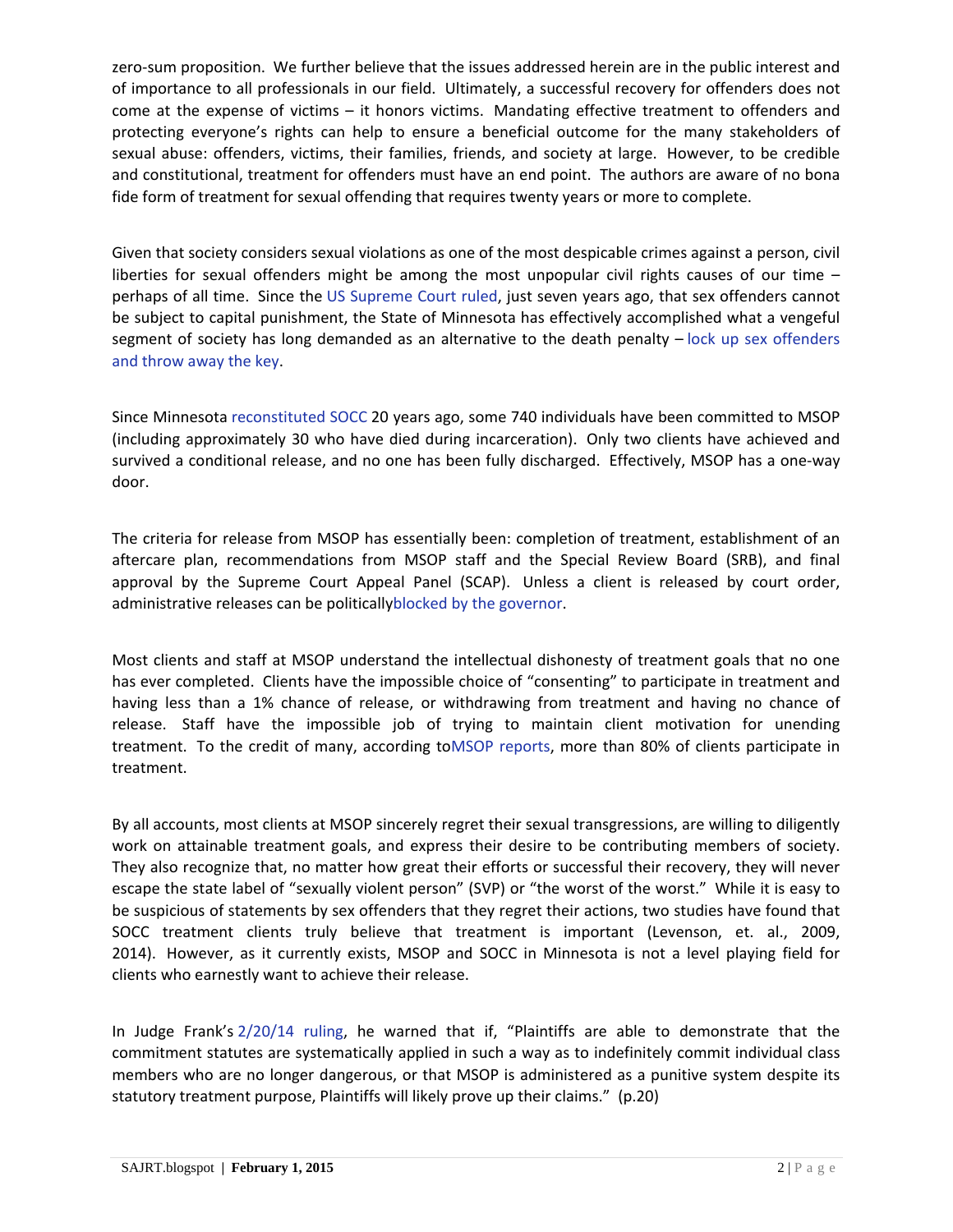zero-sum proposition. We further believe that the issues addressed herein are in the public interest and of importance to all professionals in our field. Ultimately, a successful recovery for offenders does not come at the expense of victims – it honors victims. Mandating effective treatment to offenders and protecting everyone's rights can help to ensure a beneficial outcome for the many stakeholders of sexual abuse: offenders, victims, their families, friends, and society at large. However, to be credible and constitutional, treatment for offenders must have an end point. The authors are aware of no bona fide form of treatment for sexual offending that requires twenty years or more to complete.

Given that society considers sexual violations as one of the most despicable crimes against a person, civil liberties for sexual offenders might be among the most unpopular civil rights causes of our time – perhaps of all time. Since the US Supreme Court ruled, just seven years ago, that sex offenders cannot be subject to capital punishment, the State of Minnesota has effectively accomplished what a vengeful segment of society has long demanded as an alternative to the death penalty – lock up sex offenders and throw away the key.

Since Minnesota reconstituted SOCC 20 years ago, some 740 individuals have been committed to MSOP (including approximately 30 who have died during incarceration). Only two clients have achieved and survived a conditional release, and no one has been fully discharged. Effectively, MSOP has a one-way door.

The criteria for release from MSOP has essentially been: completion of treatment, establishment of an aftercare plan, recommendations from MSOP staff and the Special Review Board (SRB), and final approval by the Supreme Court Appeal Panel (SCAP). Unless a client is released by court order, administrative releases can be politicallyblocked by the governor.

Most clients and staff at MSOP understand the intellectual dishonesty of treatment goals that no one has ever completed. Clients have the impossible choice of "consenting" to participate in treatment and having less than a 1% chance of release, or withdrawing from treatment and having no chance of release. Staff have the impossible job of trying to maintain client motivation for unending treatment. To the credit of many, according toMSOP reports, more than 80% of clients participate in treatment.

By all accounts, most clients at MSOP sincerely regret their sexual transgressions, are willing to diligently work on attainable treatment goals, and express their desire to be contributing members of society. They also recognize that, no matter how great their efforts or successful their recovery, they will never escape the state label of "sexually violent person" (SVP) or "the worst of the worst." While it is easy to be suspicious of statements by sex offenders that they regret their actions, two studies have found that SOCC treatment clients truly believe that treatment is important (Levenson, et. al., 2009, 2014). However, as it currently exists, MSOP and SOCC in Minnesota is not a level playing field for clients who earnestly want to achieve their release.

In Judge Frank's 2/20/14 ruling, he warned that if, "Plaintiffs are able to demonstrate that the commitment statutes are systematically applied in such a way as to indefinitely commit individual class members who are no longer dangerous, or that MSOP is administered as a punitive system despite its statutory treatment purpose, Plaintiffs will likely prove up their claims." (p.20)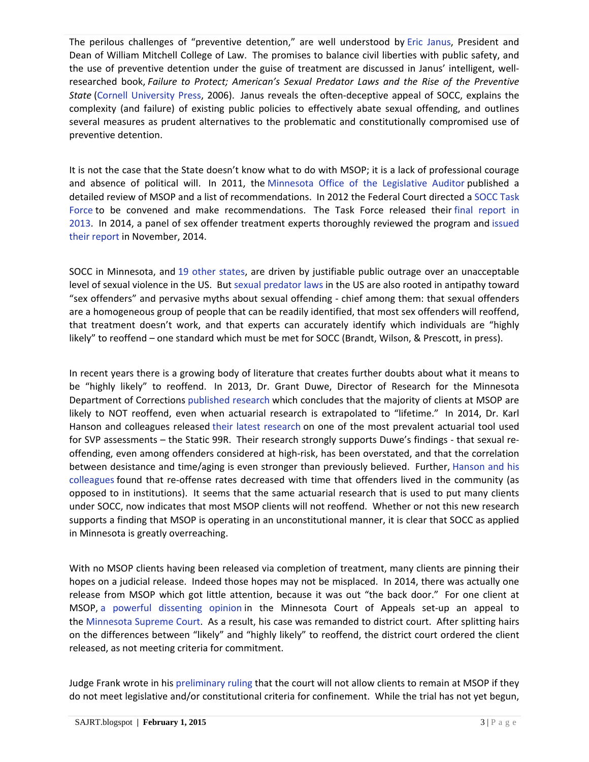The perilous challenges of "preventive detention," are well understood by Eric Janus, President and Dean of William Mitchell College of Law. The promises to balance civil liberties with public safety, and the use of preventive detention under the guise of treatment are discussed in Janus' intelligent, well-researched book, *Failure to Protect; American's Sexual Predator Laws and the Rise of the Preventive State* (Cornell University Press, 2006). Janus reveals the often-deceptive appeal of SOCC, explains the complexity (and failure) of existing public policies to effectively abate sexual offending, and outlines several measures as prudent alternatives to the problematic and constitutionally compromised use of preventive detention.

It is not the case that the State doesn't know what to do with MSOP; it is a lack of professional courage and absence of political will. In 2011, the Minnesota Office of the Legislative Auditor published a detailed review of MSOP and a list of recommendations. In 2012 the Federal Court directed a SOCC Task Force to be convened and make recommendations. The Task Force released their final report in 2013. In 2014, a panel of sex offender treatment experts thoroughly reviewed the program and issued their report in November, 2014.

SOCC in Minnesota, and 19 other states, are driven by justifiable public outrage over an unacceptable level of sexual violence in the US. But sexual predator laws in the US are also rooted in antipathy toward "sex offenders" and pervasive myths about sexual offending - chief among them: that sexual offenders are a homogeneous group of people that can be readily identified, that most sex offenders will reoffend, that treatment doesn't work, and that experts can accurately identify which individuals are "highly likely" to reoffend – one standard which must be met for SOCC (Brandt, Wilson, & Prescott, in press).

In recent years there is a growing body of literature that creates further doubts about what it means to be "highly likely" to reoffend. In 2013, Dr. Grant Duwe, Director of Research for the Minnesota Department of Corrections published research which concludes that the majority of clients at MSOP are likely to NOT reoffend, even when actuarial research is extrapolated to "lifetime." In 2014, Dr. Karl Hanson and colleagues released their latest research on one of the most prevalent actuarial tool used for SVP assessments – the Static 99R. Their research strongly supports Duwe's findings - that sexual re-offending, even among offenders considered at high-risk, has been overstated, and that the correlation between desistance and time/aging is even stronger than previously believed. Further, Hanson and his colleagues found that re-offense rates decreased with time that offenders lived in the community (as opposed to in institutions). It seems that the same actuarial research that is used to put many clients under SOCC, now indicates that most MSOP clients will not reoffend. Whether or not this new research supports a finding that MSOP is operating in an unconstitutional manner, it is clear that SOCC as applied in Minnesota is greatly overreaching.

With no MSOP clients having been released via completion of treatment, many clients are pinning their hopes on a judicial release. Indeed those hopes may not be misplaced. In 2014, there was actually one release from MSOP which got little attention, because it was out "the back door." For one client at MSOP, a powerful dissenting opinion in the Minnesota Court of Appeals set-up an appeal to the Minnesota Supreme Court. As a result, his case was remanded to district court. After splitting hairs on the differences between "likely" and "highly likely" to reoffend, the district court ordered the client released, as not meeting criteria for commitment.

Judge Frank wrote in his preliminary ruling that the court will not allow clients to remain at MSOP if they do not meet legislative and/or constitutional criteria for confinement. While the trial has not yet begun,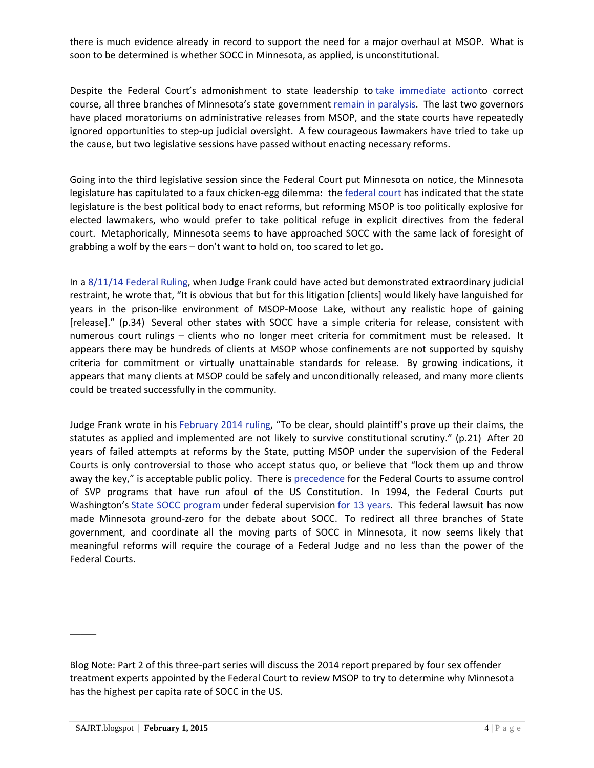there is much evidence already in record to support the need for a major overhaul at MSOP. What is soon to be determined is whether SOCC in Minnesota, as applied, is unconstitutional.

Despite the Federal Court's admonishment to state leadership to take immediate actionto correct course, all three branches of Minnesota's state government remain in paralysis. The last two governors have placed moratoriums on administrative releases from MSOP, and the state courts have repeatedly ignored opportunities to step-up judicial oversight. A few courageous lawmakers have tried to take up the cause, but two legislative sessions have passed without enacting necessary reforms.

Going into the third legislative session since the Federal Court put Minnesota on notice, the Minnesota legislature has capitulated to a faux chicken-egg dilemma: the federal court has indicated that the state legislature is the best political body to enact reforms, but reforming MSOP is too politically explosive for elected lawmakers, who would prefer to take political refuge in explicit directives from the federal court. Metaphorically, Minnesota seems to have approached SOCC with the same lack of foresight of grabbing a wolf by the ears – don't want to hold on, too scared to let go.

In a 8/11/14 Federal Ruling, when Judge Frank could have acted but demonstrated extraordinary judicial restraint, he wrote that, "It is obvious that but for this litigation [clients] would likely have languished for years in the prison-like environment of MSOP-Moose Lake, without any realistic hope of gaining [release]." (p.34) Several other states with SOCC have a simple criteria for release, consistent with numerous court rulings – clients who no longer meet criteria for commitment must be released. It appears there may be hundreds of clients at MSOP whose confinements are not supported by squishy criteria for commitment or virtually unattainable standards for release. By growing indications, it appears that many clients at MSOP could be safely and unconditionally released, and many more clients could be treated successfully in the community.

Judge Frank wrote in his February 2014 ruling, "To be clear, should plaintiff's prove up their claims, the statutes as applied and implemented are not likely to survive constitutional scrutiny." (p.21) After 20 years of failed attempts at reforms by the State, putting MSOP under the supervision of the Federal Courts is only controversial to those who accept status quo, or believe that "lock them up and throw away the key," is acceptable public policy. There is precedence for the Federal Courts to assume control of SVP programs that have run afoul of the US Constitution. In 1994, the Federal Courts put Washington's State SOCC program under federal supervision for 13 years. This federal lawsuit has now made Minnesota ground-zero for the debate about SOCC. To redirect all three branches of State government, and coordinate all the moving parts of SOCC in Minnesota, it now seems likely that meaningful reforms will require the courage of a Federal Judge and no less than the power of the Federal Courts.

_____

Blog Note: Part 2 of this three-part series will discuss the 2014 report prepared by four sex offender treatment experts appointed by the Federal Court to review MSOP to try to determine why Minnesota has the highest per capita rate of SOCC in the US.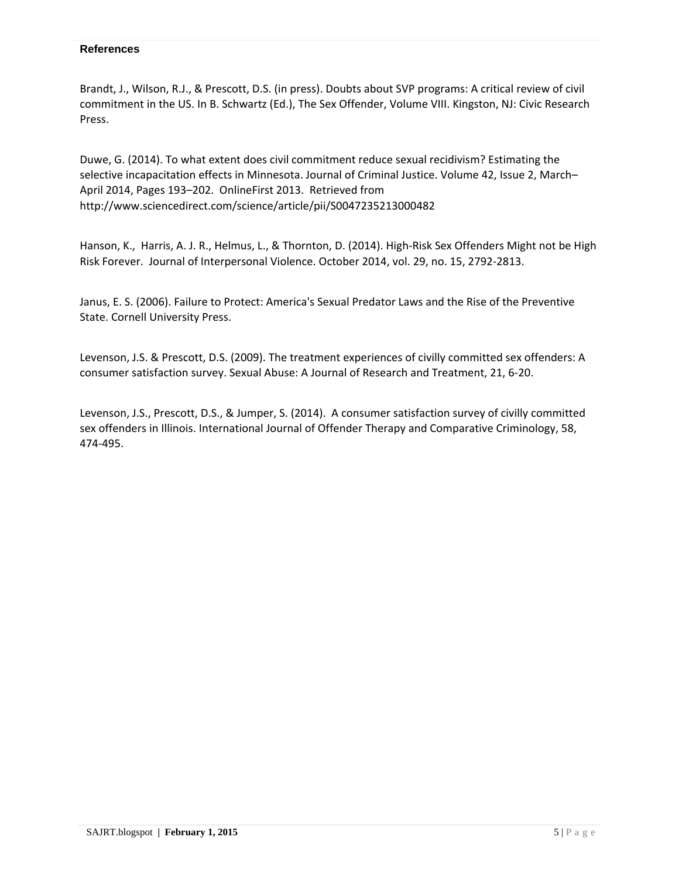## References

Brandt, J., Wilson, R.J., & Prescott, D.S. (in press). Doubts about SVP programs: A critical review of civil commitment in the US. In B. Schwartz (Ed.), The Sex Offender, Volume VIII. Kingston, NJ: Civic Research Press.

Duwe, G. (2014). To what extent does civil commitment reduce sexual recidivism? Estimating the selective incapacitation effects in Minnesota. Journal of Criminal Justice. Volume 42, Issue 2, March–April 2014, Pages 193–202. OnlineFirst 2013. Retrieved from http://www.sciencedirect.com/science/article/pii/S0047235213000482

Hanson, K., Harris, A. J. R., Helmus, L., & Thornton, D. (2014). High-Risk Sex Offenders Might not be High Risk Forever. Journal of Interpersonal Violence. October 2014, vol. 29, no. 15, 2792-2813.

Janus, E. S. (2006). Failure to Protect: America's Sexual Predator Laws and the Rise of the Preventive State. Cornell University Press.

Levenson, J.S. & Prescott, D.S. (2009). The treatment experiences of civilly committed sex offenders: A consumer satisfaction survey. Sexual Abuse: A Journal of Research and Treatment, 21, 6-20.

Levenson, J.S., Prescott, D.S., & Jumper, S. (2014). A consumer satisfaction survey of civilly committed sex offenders in Illinois. International Journal of Offender Therapy and Comparative Criminology, 58, 474-495.